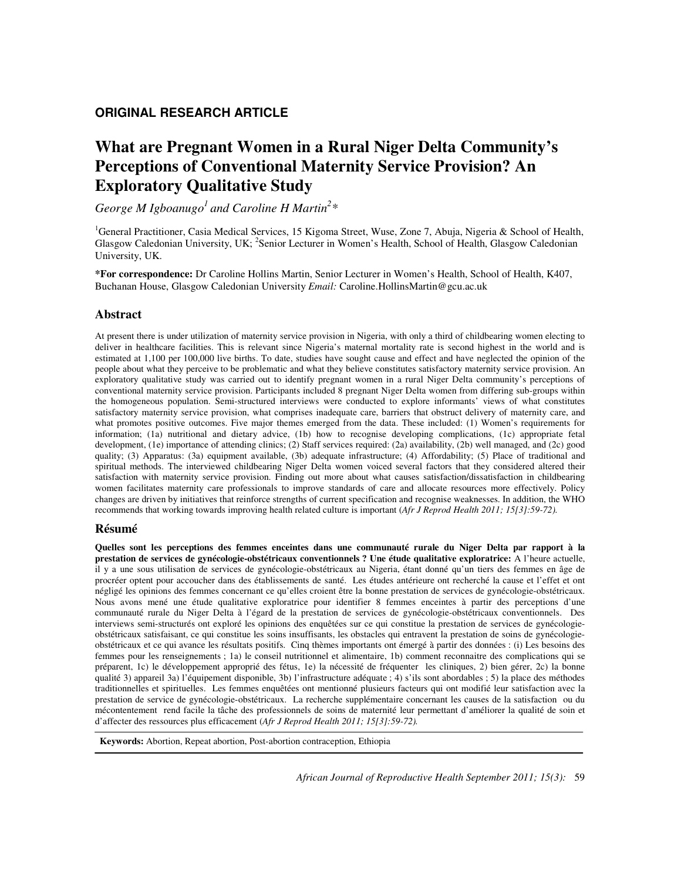**ORIGINAL RESEARCH ARTICLE**

# What are Pregnant Women in a Rural Niger Delta Community's Perceptions of Conventional Maternity Service Provision? An Exploratory Qualitative Study

*George M Igboanugo*[1] *and Caroline H Martin*[2]*

[1]General Practitioner, Casia Medical Services, 15 Kigoma Street, Wuse, Zone 7, Abuja, Nigeria & School of Health, Glasgow Caledonian University, UK; [2]Senior Lecturer in Women's Health, School of Health, Glasgow Caledonian University, UK.

**\*For correspondence:** Dr Caroline Hollins Martin, Senior Lecturer in Women's Health, School of Health, K407, Buchanan House, Glasgow Caledonian University *Email:* Caroline.HollinsMartin@gcu.ac.uk

## Abstract

At present there is under utilization of maternity service provision in Nigeria, with only a third of childbearing women electing to deliver in healthcare facilities. This is relevant since Nigeria's maternal mortality rate is second highest in the world and is estimated at 1,100 per 100,000 live births. To date, studies have sought cause and effect and have neglected the opinion of the people about what they perceive to be problematic and what they believe constitutes satisfactory maternity service provision. An exploratory qualitative study was carried out to identify pregnant women in a rural Niger Delta community's perceptions of conventional maternity service provision. Participants included 8 pregnant Niger Delta women from differing sub-groups within the homogeneous population. Semi-structured interviews were conducted to explore informants' views of what constitutes satisfactory maternity service provision, what comprises inadequate care, barriers that obstruct delivery of maternity care, and what promotes positive outcomes. Five major themes emerged from the data. These included: (1) Women's requirements for information; (1a) nutritional and dietary advice, (1b) how to recognise developing complications, (1c) appropriate fetal development, (1e) importance of attending clinics; (2) Staff services required: (2a) availability, (2b) well managed, and (2c) good quality; (3) Apparatus: (3a) equipment available, (3b) adequate infrastructure; (4) Affordability; (5) Place of traditional and spiritual methods. The interviewed childbearing Niger Delta women voiced several factors that they considered altered their satisfaction with maternity service provision. Finding out more about what causes satisfaction/dissatisfaction in childbearing women facilitates maternity care professionals to improve standards of care and allocate resources more effectively. Policy changes are driven by initiatives that reinforce strengths of current specification and recognise weaknesses. In addition, the WHO recommends that working towards improving health related culture is important (*Afr J Reprod Health 2011; 15[3]:59-72).*

## Résumé

**Quelles sont les perceptions des femmes enceintes dans une communauté rurale du Niger Delta par rapport à la prestation de services de gynécologie-obstétricaux conventionnels ? Une étude qualitative exploratrice:** A l'heure actuelle, il y a une sous utilisation de services de gynécologie-obstétricaux au Nigeria, étant donné qu'un tiers des femmes en âge de procréer optent pour accoucher dans des établissements de santé. Les études antérieure ont recherché la cause et l'effet et ont négligé les opinions des femmes concernant ce qu'elles croient être la bonne prestation de services de gynécologie-obstétricaux. Nous avons mené une étude qualitative exploratrice pour identifier 8 femmes enceintes à partir des perceptions d'une communauté rurale du Niger Delta à l'égard de la prestation de services de gynécologie-obstétricaux conventionnels. Des interviews semi-structurés ont exploré les opinions des enquêtées sur ce qui constitue la prestation de services de gynécologie-obstétricaux satisfaisant, ce qui constitue les soins insuffisants, les obstacles qui entravent la prestation de soins de gynécologie-obstétricaux et ce qui avance les résultats positifs. Cinq thèmes importants ont émergé à partir des données : (i) Les besoins des femmes pour les renseignements ; 1a) le conseil nutritionnel et alimentaire, 1b) comment reconnaitre des complications qui se préparent, 1c) le développement approprié des fétus, 1e) la nécessité de fréquenter les cliniques, 2) bien gérer, 2c) la bonne qualité 3) appareil 3a) l'équipement disponible, 3b) l'infrastructure adéquate ; 4) s'ils sont abordables ; 5) la place des méthodes traditionnelles et spirituelles. Les femmes enquêtées ont mentionné plusieurs facteurs qui ont modifié leur satisfaction avec la prestation de service de gynécologie-obstétricaux. La recherche supplémentaire concernant les causes de la satisfaction ou du mécontentement rend facile la tâche des professionnels de soins de maternité leur permettant d'améliorer la qualité de soin et d'affecter des ressources plus efficacement (*Afr J Reprod Health 2011; 15[3]:59-72).*

**Keywords:** Abortion, Repeat abortion, Post-abortion contraception, Ethiopia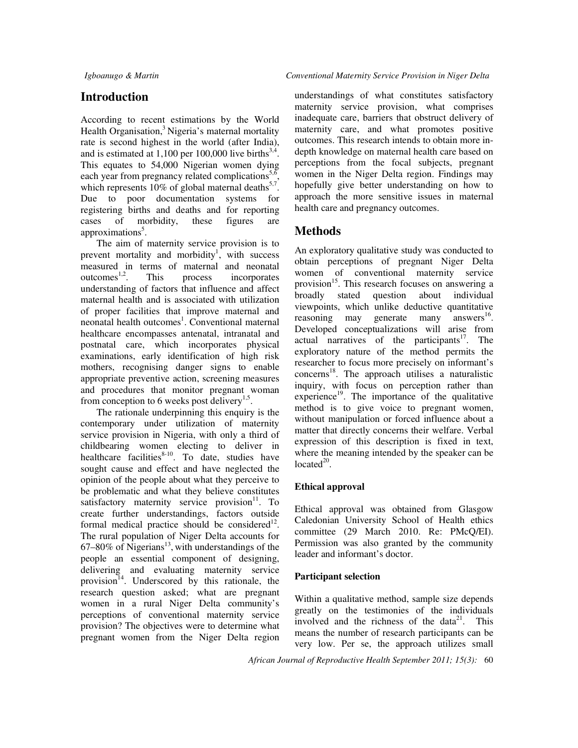## Introduction

According to recent estimations by the World Health Organisation,[3] Nigeria's maternal mortality rate is second highest in the world (after India), and is estimated at 1,100 per 100,000 live births[3,4]. This equates to 54,000 Nigerian women dying each year from pregnancy related complications[5,6], which represents 10% of global maternal deaths[5,7]. Due to poor documentation systems for registering births and deaths and for reporting cases of morbidity, these figures are approximations[5].

The aim of maternity service provision is to prevent mortality and morbidity[1], with success measured in terms of maternal and neonatal outcomes[1,2]. This process incorporates understanding of factors that influence and affect maternal health and is associated with utilization of proper facilities that improve maternal and neonatal health outcomes[1]. Conventional maternal healthcare encompasses antenatal, intranatal and postnatal care, which incorporates physical examinations, early identification of high risk mothers, recognising danger signs to enable appropriate preventive action, screening measures and procedures that monitor pregnant woman from conception to 6 weeks post delivery[1,5].

The rationale underpinning this enquiry is the contemporary under utilization of maternity service provision in Nigeria, with only a third of childbearing women electing to deliver in healthcare facilities[8-10]. To date, studies have sought cause and effect and have neglected the opinion of the people about what they perceive to be problematic and what they believe constitutes satisfactory maternity service provision[11]. To create further understandings, factors outside formal medical practice should be considered[12]. The rural population of Niger Delta accounts for 67–80% of Nigerians[13], with understandings of the people an essential component of designing, delivering and evaluating maternity service provision[14]. Underscored by this rationale, the research question asked; what are pregnant women in a rural Niger Delta community's perceptions of conventional maternity service provision? The objectives were to determine what pregnant women from the Niger Delta region understandings of what constitutes satisfactory maternity service provision, what comprises inadequate care, barriers that obstruct delivery of maternity care, and what promotes positive outcomes. This research intends to obtain more in-depth knowledge on maternal health care based on perceptions from the focal subjects, pregnant women in the Niger Delta region. Findings may hopefully give better understanding on how to approach the more sensitive issues in maternal health care and pregnancy outcomes.

## Methods

An exploratory qualitative study was conducted to obtain perceptions of pregnant Niger Delta women of conventional maternity service provision[15]. This research focuses on answering a broadly stated question about individual viewpoints, which unlike deductive quantitative reasoning may generate many answers[16]. Developed conceptualizations will arise from actual narratives of the participants[17]. The exploratory nature of the method permits the researcher to focus more precisely on informant's concerns[18]. The approach utilises a naturalistic inquiry, with focus on perception rather than experience[19]. The importance of the qualitative method is to give voice to pregnant women, without manipulation or forced influence about a matter that directly concerns their welfare. Verbal expression of this description is fixed in text, where the meaning intended by the speaker can be located[20].

### Ethical approval

Ethical approval was obtained from Glasgow Caledonian University School of Health ethics committee (29 March 2010. Re: PMcQ/EI). Permission was also granted by the community leader and informant's doctor.

### Participant selection

Within a qualitative method, sample size depends greatly on the testimonies of the individuals involved and the richness of the data[21]. This means the number of research participants can be very low. Per se, the approach utilizes small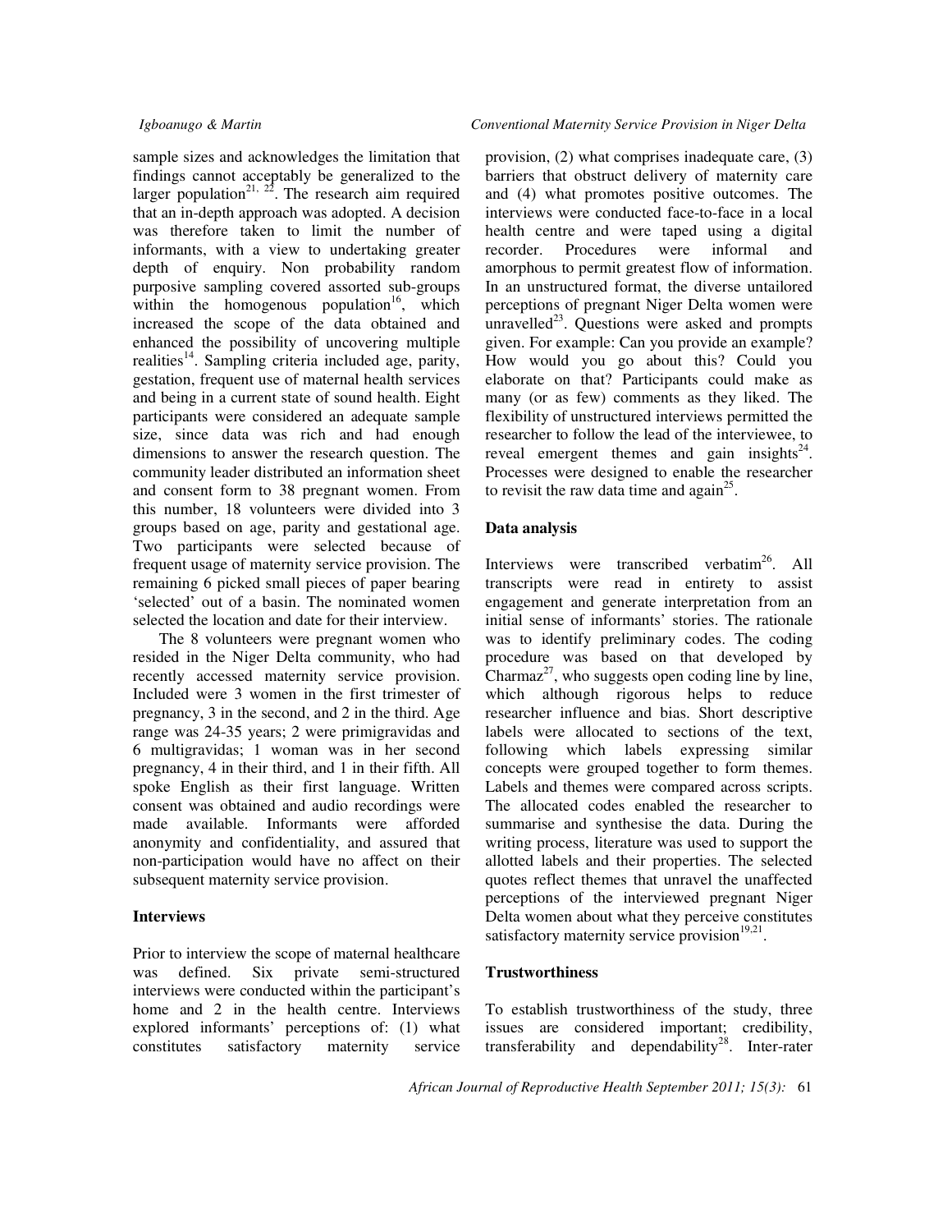sample sizes and acknowledges the limitation that findings cannot acceptably be generalized to the larger population[21, 22]. The research aim required that an in-depth approach was adopted. A decision was therefore taken to limit the number of informants, with a view to undertaking greater depth of enquiry. Non probability random purposive sampling covered assorted sub-groups within the homogenous population[16], which increased the scope of the data obtained and enhanced the possibility of uncovering multiple realities[14]. Sampling criteria included age, parity, gestation, frequent use of maternal health services and being in a current state of sound health. Eight participants were considered an adequate sample size, since data was rich and had enough dimensions to answer the research question. The community leader distributed an information sheet and consent form to 38 pregnant women. From this number, 18 volunteers were divided into 3 groups based on age, parity and gestational age. Two participants were selected because of frequent usage of maternity service provision. The remaining 6 picked small pieces of paper bearing 'selected' out of a basin. The nominated women selected the location and date for their interview.

The 8 volunteers were pregnant women who resided in the Niger Delta community, who had recently accessed maternity service provision. Included were 3 women in the first trimester of pregnancy, 3 in the second, and 2 in the third. Age range was 24-35 years; 2 were primigravidas and 6 multigravidas; 1 woman was in her second pregnancy, 4 in their third, and 1 in their fifth. All spoke English as their first language. Written consent was obtained and audio recordings were made available. Informants were afforded anonymity and confidentiality, and assured that non-participation would have no affect on their subsequent maternity service provision.

## Interviews

Prior to interview the scope of maternal healthcare was defined. Six private semi-structured interviews were conducted within the participant's home and 2 in the health centre. Interviews explored informants' perceptions of: (1) what constitutes satisfactory maternity service provision, (2) what comprises inadequate care, (3) barriers that obstruct delivery of maternity care and (4) what promotes positive outcomes. The interviews were conducted face-to-face in a local health centre and were taped using a digital recorder. Procedures were informal and amorphous to permit greatest flow of information. In an unstructured format, the diverse untailored perceptions of pregnant Niger Delta women were unravelled[23]. Questions were asked and prompts given. For example: Can you provide an example? How would you go about this? Could you elaborate on that? Participants could make as many (or as few) comments as they liked. The flexibility of unstructured interviews permitted the researcher to follow the lead of the interviewee, to reveal emergent themes and gain insights[24]. Processes were designed to enable the researcher to revisit the raw data time and again[25].

## Data analysis

Interviews were transcribed verbatim[26]. All transcripts were read in entirety to assist engagement and generate interpretation from an initial sense of informants' stories. The rationale was to identify preliminary codes. The coding procedure was based on that developed by Charmaz[27], who suggests open coding line by line, which although rigorous helps to reduce researcher influence and bias. Short descriptive labels were allocated to sections of the text, following which labels expressing similar concepts were grouped together to form themes. Labels and themes were compared across scripts. The allocated codes enabled the researcher to summarise and synthesise the data. During the writing process, literature was used to support the allotted labels and their properties. The selected quotes reflect themes that unravel the unaffected perceptions of the interviewed pregnant Niger Delta women about what they perceive constitutes satisfactory maternity service provision[19,21].

## Trustworthiness

To establish trustworthiness of the study, three issues are considered important; credibility, transferability and dependability[28]. Inter-rater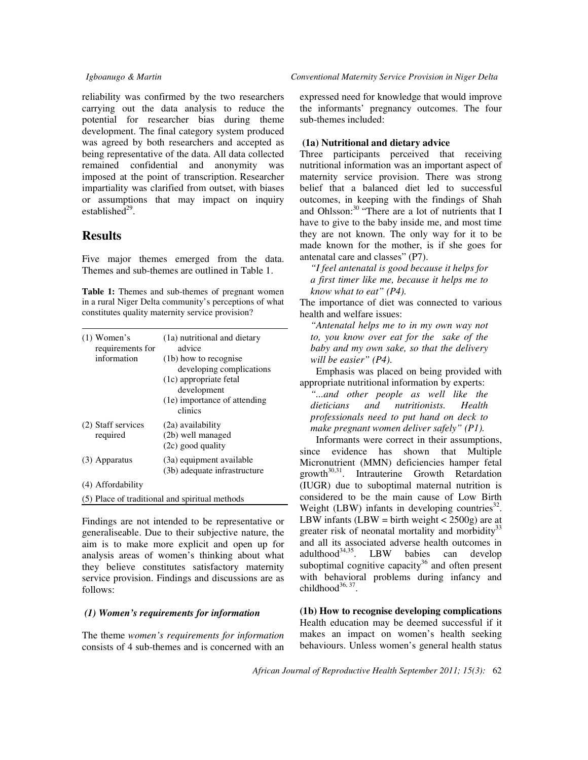reliability was confirmed by the two researchers carrying out the data analysis to reduce the potential for researcher bias during theme development. The final category system produced was agreed by both researchers and accepted as being representative of the data. All data collected remained confidential and anonymity was imposed at the point of transcription. Researcher impartiality was clarified from outset, with biases or assumptions that may impact on inquiry established[29].

## Results

Five major themes emerged from the data. Themes and sub-themes are outlined in Table 1.

**Table 1:** Themes and sub-themes of pregnant women in a rural Niger Delta community's perceptions of what constitutes quality maternity service provision?

| | |
|---|---|
| (1) Women's requirements for information | (1a) nutritional and dietary advice<br>(1b) how to recognise developing complications<br>(1c) appropriate fetal development<br>(1e) importance of attending clinics |
| (2) Staff services required | (2a) availability<br>(2b) well managed<br>(2c) good quality |
| (3) Apparatus | (3a) equipment available<br>(3b) adequate infrastructure |
| (4) Affordability | |
| (5) Place of traditional and spiritual methods | |

Findings are not intended to be representative or generaliseable. Due to their subjective nature, the aim is to make more explicit and open up for analysis areas of women's thinking about what they believe constitutes satisfactory maternity service provision. Findings and discussions are as follows:

### *(1) Women's requirements for information*

The theme *women's requirements for information* consists of 4 sub-themes and is concerned with an expressed need for knowledge that would improve the informants' pregnancy outcomes. The four sub-themes included:

#### (1a) Nutritional and dietary advice

Three participants perceived that receiving nutritional information was an important aspect of maternity service provision. There was strong belief that a balanced diet led to successful outcomes, in keeping with the findings of Shah and Ohlsson:[30] "There are a lot of nutrients that I have to give to the baby inside me, and most time they are not known. The only way for it to be made known for the mother, is if she goes for antenatal care and classes" (P7).

*"I feel antenatal is good because it helps for a first timer like me, because it helps me to know what to eat" (P4).*

The importance of diet was connected to various health and welfare issues:

*"Antenatal helps me to in my own way not to, you know over eat for the sake of the baby and my own sake, so that the delivery will be easier" (P4).*

Emphasis was placed on being provided with appropriate nutritional information by experts:

*"...and other people as well like the dieticians and nutritionists. Health professionals need to put hand on deck to make pregnant women deliver safely" (P1).*

Informants were correct in their assumptions, since evidence has shown that Multiple Micronutrient (MMN) deficiencies hamper fetal growth[30,31]. Intrauterine Growth Retardation (IUGR) due to suboptimal maternal nutrition is considered to be the main cause of Low Birth Weight (LBW) infants in developing countries[32]. LBW infants (LBW = birth weight < 2500g) are at greater risk of neonatal mortality and morbidity[33] and all its associated adverse health outcomes in adulthood[34,35]. LBW babies can develop suboptimal cognitive capacity[36] and often present with behavioral problems during infancy and childhood[36, 37].

#### (1b) How to recognise developing complications

Health education may be deemed successful if it makes an impact on women's health seeking behaviours. Unless women's general health status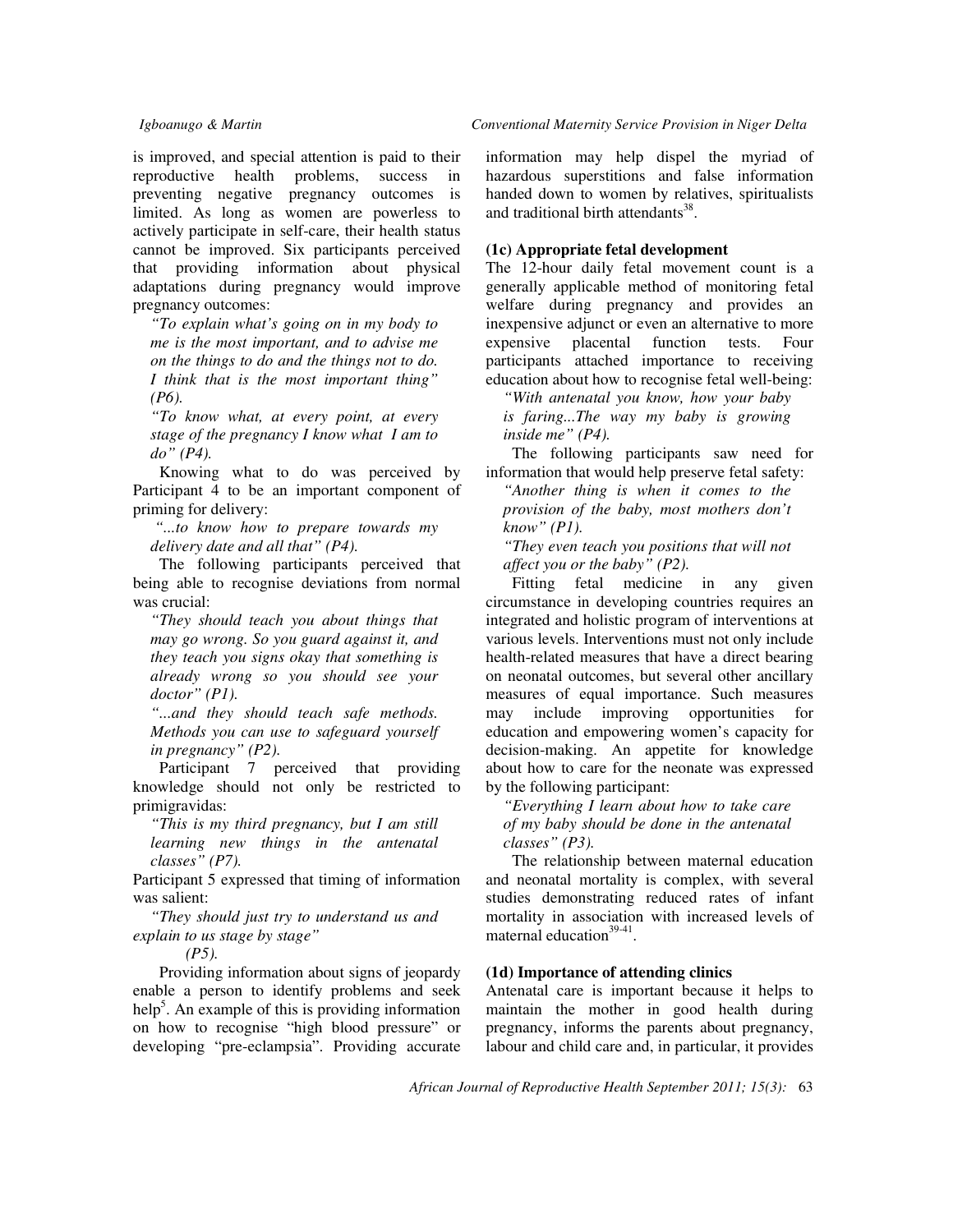is improved, and special attention is paid to their reproductive health problems, success in preventing negative pregnancy outcomes is limited. As long as women are powerless to actively participate in self-care, their health status cannot be improved. Six participants perceived that providing information about physical adaptations during pregnancy would improve pregnancy outcomes:

*"To explain what's going on in my body to me is the most important, and to advise me on the things to do and the things not to do. I think that is the most important thing" (P6).*

*"To know what, at every point, at every stage of the pregnancy I know what I am to do" (P4).*

Knowing what to do was perceived by Participant 4 to be an important component of priming for delivery:

*"...to know how to prepare towards my delivery date and all that" (P4).*

The following participants perceived that being able to recognise deviations from normal was crucial:

*"They should teach you about things that may go wrong. So you guard against it, and they teach you signs okay that something is already wrong so you should see your doctor" (P1).*

*"...and they should teach safe methods. Methods you can use to safeguard yourself in pregnancy" (P2).*

Participant 7 perceived that providing knowledge should not only be restricted to primigravidas:

*"This is my third pregnancy, but I am still learning new things in the antenatal classes" (P7).*

Participant 5 expressed that timing of information was salient:

*"They should just try to understand us and explain to us stage by stage" (P5).*

Providing information about signs of jeopardy enable a person to identify problems and seek help[5]. An example of this is providing information on how to recognise "high blood pressure" or developing "pre-eclampsia". Providing accurate information may help dispel the myriad of hazardous superstitions and false information handed down to women by relatives, spiritualists and traditional birth attendants[38].

**(1c) Appropriate fetal development**

The 12-hour daily fetal movement count is a generally applicable method of monitoring fetal welfare during pregnancy and provides an inexpensive adjunct or even an alternative to more expensive placental function tests. Four participants attached importance to receiving education about how to recognise fetal well-being:

*"With antenatal you know, how your baby is faring...The way my baby is growing inside me" (P4).*

The following participants saw need for information that would help preserve fetal safety:

*"Another thing is when it comes to the provision of the baby, most mothers don't know" (P1).*

*"They even teach you positions that will not affect you or the baby" (P2).*

Fitting fetal medicine in any given circumstance in developing countries requires an integrated and holistic program of interventions at various levels. Interventions must not only include health-related measures that have a direct bearing on neonatal outcomes, but several other ancillary measures of equal importance. Such measures may include improving opportunities for education and empowering women's capacity for decision-making. An appetite for knowledge about how to care for the neonate was expressed by the following participant:

*"Everything I learn about how to take care of my baby should be done in the antenatal classes" (P3).*

The relationship between maternal education and neonatal mortality is complex, with several studies demonstrating reduced rates of infant mortality in association with increased levels of maternal education[39-41].

**(1d) Importance of attending clinics**

Antenatal care is important because it helps to maintain the mother in good health during pregnancy, informs the parents about pregnancy, labour and child care and, in particular, it provides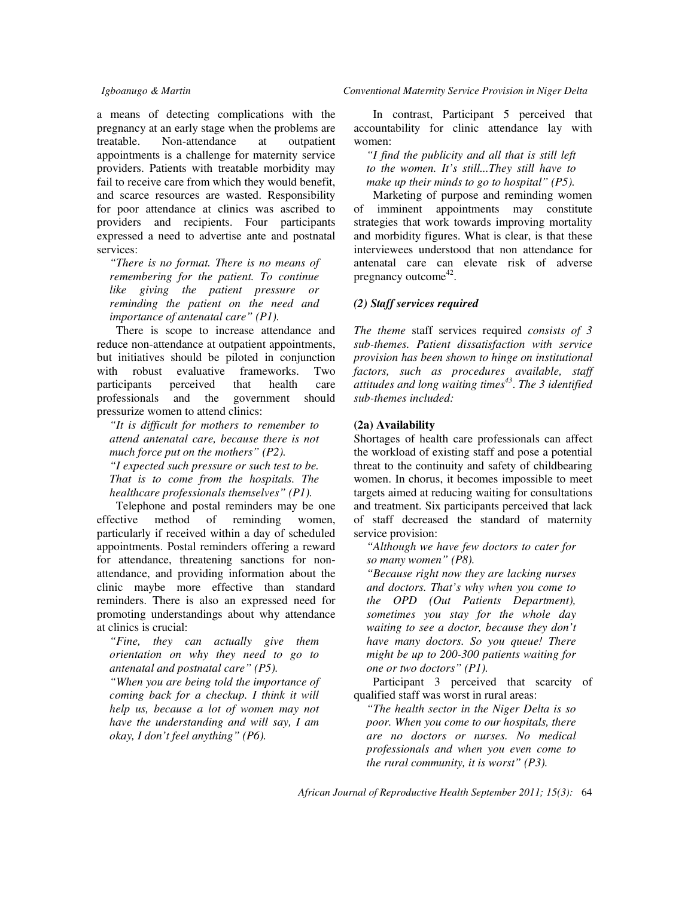a means of detecting complications with the pregnancy at an early stage when the problems are treatable. Non-attendance at outpatient appointments is a challenge for maternity service providers. Patients with treatable morbidity may fail to receive care from which they would benefit, and scarce resources are wasted. Responsibility for poor attendance at clinics was ascribed to providers and recipients. Four participants expressed a need to advertise ante and postnatal services:

*"There is no format. There is no means of remembering for the patient. To continue like giving the patient pressure or reminding the patient on the need and importance of antenatal care" (P1).*

There is scope to increase attendance and reduce non-attendance at outpatient appointments, but initiatives should be piloted in conjunction with robust evaluative frameworks. Two participants perceived that health care professionals and the government should pressurize women to attend clinics:

*"It is difficult for mothers to remember to attend antenatal care, because there is not much force put on the mothers" (P2).*

*"I expected such pressure or such test to be. That is to come from the hospitals. The healthcare professionals themselves" (P1).*

Telephone and postal reminders may be one effective method of reminding women, particularly if received within a day of scheduled appointments. Postal reminders offering a reward for attendance, threatening sanctions for non-attendance, and providing information about the clinic maybe more effective than standard reminders. There is also an expressed need for promoting understandings about why attendance at clinics is crucial:

*"Fine, they can actually give them orientation on why they need to go to antenatal and postnatal care" (P5).*

*"When you are being told the importance of coming back for a checkup. I think it will help us, because a lot of women may not have the understanding and will say, I am okay, I don't feel anything" (P6).*

In contrast, Participant 5 perceived that accountability for clinic attendance lay with women:

*"I find the publicity and all that is still left to the women. It's still...They still have to make up their minds to go to hospital" (P5).*

Marketing of purpose and reminding women of imminent appointments may constitute strategies that work towards improving mortality and morbidity figures. What is clear, is that these interviewees understood that non attendance for antenatal care can elevate risk of adverse pregnancy outcome[42].

### *(2) Staff services required*

*The theme* staff services required *consists of 3 sub-themes. Patient dissatisfaction with service provision has been shown to hinge on institutional factors, such as procedures available, staff attitudes and long waiting times[43]. The 3 identified sub-themes included:*

#### (2a) Availability

Shortages of health care professionals can affect the workload of existing staff and pose a potential threat to the continuity and safety of childbearing women. In chorus, it becomes impossible to meet targets aimed at reducing waiting for consultations and treatment. Six participants perceived that lack of staff decreased the standard of maternity service provision:

*"Although we have few doctors to cater for so many women" (P8).*

*"Because right now they are lacking nurses and doctors. That's why when you come to the OPD (Out Patients Department), sometimes you stay for the whole day waiting to see a doctor, because they don't have many doctors. So you queue! There might be up to 200-300 patients waiting for one or two doctors" (P1).*

Participant 3 perceived that scarcity of qualified staff was worst in rural areas:

*"The health sector in the Niger Delta is so poor. When you come to our hospitals, there are no doctors or nurses. No medical professionals and when you even come to the rural community, it is worst" (P3).*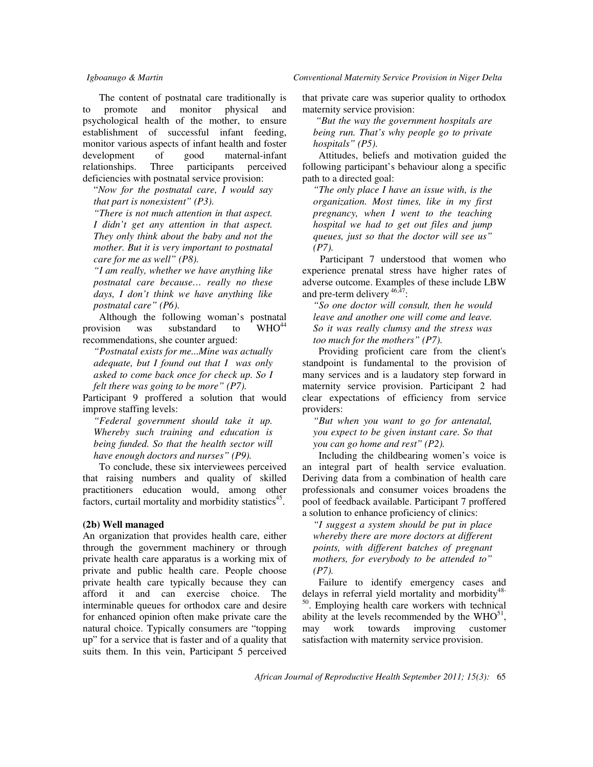The content of postnatal care traditionally is to promote and monitor physical and psychological health of the mother, to ensure establishment of successful infant feeding, monitor various aspects of infant health and foster development of good maternal-infant relationships. Three participants perceived deficiencies with postnatal service provision:

"*Now for the postnatal care, I would say that part is nonexistent" (P3).*

*"There is not much attention in that aspect. I didn't get any attention in that aspect. They only think about the baby and not the mother. But it is very important to postnatal care for me as well" (P8).*

*"I am really, whether we have anything like postnatal care because… really no these days, I don't think we have anything like postnatal care" (P6).*

Although the following woman's postnatal provision was substandard to WHO[44] recommendations, she counter argued:

*"Postnatal exists for me...Mine was actually adequate, but I found out that I was only asked to come back once for check up. So I felt there was going to be more" (P7).*

Participant 9 proffered a solution that would improve staffing levels:

*"Federal government should take it up. Whereby such training and education is being funded. So that the health sector will have enough doctors and nurses" (P9).*

To conclude, these six interviewees perceived that raising numbers and quality of skilled practitioners education would, among other factors, curtail mortality and morbidity statistics[45].

**(2b) Well managed**

An organization that provides health care, either through the government machinery or through private health care apparatus is a working mix of private and public health care. People choose private health care typically because they can afford it and can exercise choice. The interminable queues for orthodox care and desire for enhanced opinion often make private care the natural choice. Typically consumers are "topping up" for a service that is faster and of a quality that suits them. In this vein, Participant 5 perceived that private care was superior quality to orthodox maternity service provision:

*"But the way the government hospitals are being run. That's why people go to private hospitals" (P5).*

Attitudes, beliefs and motivation guided the following participant's behaviour along a specific path to a directed goal:

*"The only place I have an issue with, is the organization. Most times, like in my first pregnancy, when I went to the teaching hospital we had to get out files and jump queues, just so that the doctor will see us" (P7).*

Participant 7 understood that women who experience prenatal stress have higher rates of adverse outcome. Examples of these include LBW and pre-term delivery[46,47]:

*"So one doctor will consult, then he would leave and another one will come and leave. So it was really clumsy and the stress was too much for the mothers" (P7).*

Providing proficient care from the client's standpoint is fundamental to the provision of many services and is a laudatory step forward in maternity service provision. Participant 2 had clear expectations of efficiency from service providers:

*"But when you want to go for antenatal, you expect to be given instant care. So that you can go home and rest" (P2).*

Including the childbearing women's voice is an integral part of health service evaluation. Deriving data from a combination of health care professionals and consumer voices broadens the pool of feedback available. Participant 7 proffered a solution to enhance proficiency of clinics:

*"I suggest a system should be put in place whereby there are more doctors at different points, with different batches of pregnant mothers, for everybody to be attended to" (P7).*

Failure to identify emergency cases and delays in referral yield mortality and morbidity[48-50]. Employing health care workers with technical ability at the levels recommended by the WHO[51], may work towards improving customer satisfaction with maternity service provision.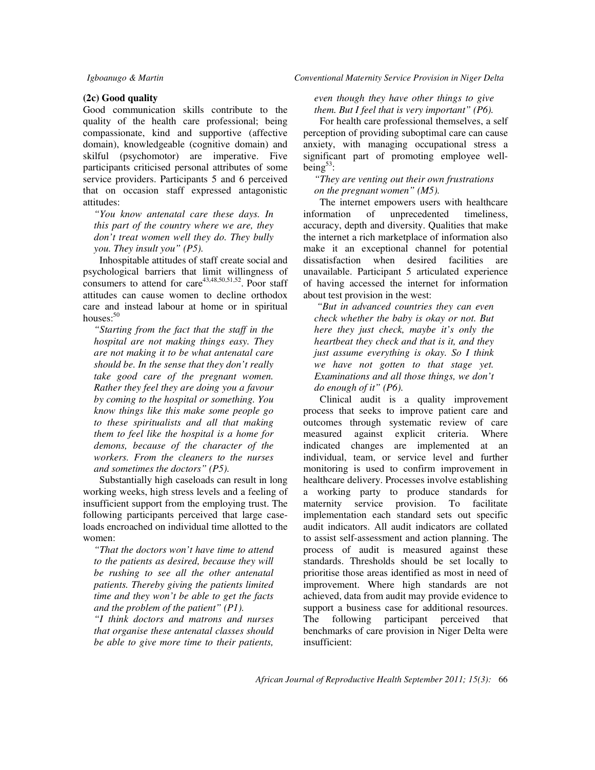### (2c) Good quality

Good communication skills contribute to the quality of the health care professional; being compassionate, kind and supportive (affective domain), knowledgeable (cognitive domain) and skilful (psychomotor) are imperative. Five participants criticised personal attributes of some service providers. Participants 5 and 6 perceived that on occasion staff expressed antagonistic attitudes:

> *"You know antenatal care these days. In this part of the country where we are, they don't treat women well they do. They bully you. They insult you" (P5).*

Inhospitable attitudes of staff create social and psychological barriers that limit willingness of consumers to attend for care[43,48,50,51,52]. Poor staff attitudes can cause women to decline orthodox care and instead labour at home or in spiritual houses:[50]

> *"Starting from the fact that the staff in the hospital are not making things easy. They are not making it to be what antenatal care should be. In the sense that they don't really take good care of the pregnant women. Rather they feel they are doing you a favour by coming to the hospital or something. You know things like this make some people go to these spiritualists and all that making them to feel like the hospital is a home for demons, because of the character of the workers. From the cleaners to the nurses and sometimes the doctors" (P5).*

Substantially high caseloads can result in long working weeks, high stress levels and a feeling of insufficient support from the employing trust. The following participants perceived that large case-loads encroached on individual time allotted to the women:

> *"That the doctors won't have time to attend to the patients as desired, because they will be rushing to see all the other antenatal patients. Thereby giving the patients limited time and they won't be able to get the facts and the problem of the patient" (P1).*

> *"I think doctors and matrons and nurses that organise these antenatal classes should be able to give more time to their patients, even though they have other things to give them. But I feel that is very important" (P6).*

For health care professional themselves, a self perception of providing suboptimal care can cause anxiety, with managing occupational stress a significant part of promoting employee well-being[53]:

> *"They are venting out their own frustrations on the pregnant women" (M5).*

The internet empowers users with healthcare information of unprecedented timeliness, accuracy, depth and diversity. Qualities that make the internet a rich marketplace of information also make it an exceptional channel for potential dissatisfaction when desired facilities are unavailable. Participant 5 articulated experience of having accessed the internet for information about test provision in the west:

> *"But in advanced countries they can even check whether the baby is okay or not. But here they just check, maybe it's only the heartbeat they check and that is it, and they just assume everything is okay. So I think we have not gotten to that stage yet. Examinations and all those things, we don't do enough of it" (P6).*

Clinical audit is a quality improvement process that seeks to improve patient care and outcomes through systematic review of care measured against explicit criteria. Where indicated changes are implemented at an individual, team, or service level and further monitoring is used to confirm improvement in healthcare delivery. Processes involve establishing a working party to produce standards for maternity service provision. To facilitate implementation each standard sets out specific audit indicators. All audit indicators are collated to assist self-assessment and action planning. The process of audit is measured against these standards. Thresholds should be set locally to prioritise those areas identified as most in need of improvement. Where high standards are not achieved, data from audit may provide evidence to support a business case for additional resources. The following participant perceived that benchmarks of care provision in Niger Delta were insufficient: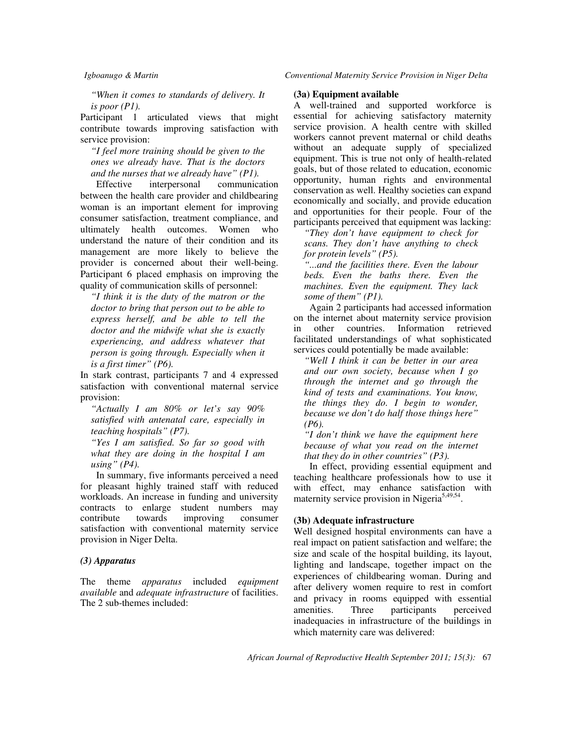*"When it comes to standards of delivery. It is poor (P1).*

Participant 1 articulated views that might contribute towards improving satisfaction with service provision:

*"I feel more training should be given to the ones we already have. That is the doctors and the nurses that we already have" (P1).*

Effective interpersonal communication between the health care provider and childbearing woman is an important element for improving consumer satisfaction, treatment compliance, and ultimately health outcomes. Women who understand the nature of their condition and its management are more likely to believe the provider is concerned about their well-being. Participant 6 placed emphasis on improving the quality of communication skills of personnel:

*"I think it is the duty of the matron or the doctor to bring that person out to be able to express herself, and be able to tell the doctor and the midwife what she is exactly experiencing, and address whatever that person is going through. Especially when it is a first timer" (P6).*

In stark contrast, participants 7 and 4 expressed satisfaction with conventional maternal service provision:

*"Actually I am 80% or let's say 90% satisfied with antenatal care, especially in teaching hospitals" (P7).*

*"Yes I am satisfied. So far so good with what they are doing in the hospital I am using" (P4).*

In summary, five informants perceived a need for pleasant highly trained staff with reduced workloads. An increase in funding and university contracts to enlarge student numbers may contribute towards improving consumer satisfaction with conventional maternity service provision in Niger Delta.

### *(3) Apparatus*

The theme *apparatus* included *equipment available* and *adequate infrastructure* of facilities. The 2 sub-themes included:

#### (3a) Equipment available

A well-trained and supported workforce is essential for achieving satisfactory maternity service provision. A health centre with skilled workers cannot prevent maternal or child deaths without an adequate supply of specialized equipment. This is true not only of health-related goals, but of those related to education, economic opportunity, human rights and environmental conservation as well. Healthy societies can expand economically and socially, and provide education and opportunities for their people. Four of the participants perceived that equipment was lacking:

*"They don't have equipment to check for scans. They don't have anything to check for protein levels" (P5).*

*"...and the facilities there. Even the labour beds. Even the baths there. Even the machines. Even the equipment. They lack some of them" (P1).*

Again 2 participants had accessed information on the internet about maternity service provision in other countries. Information retrieved facilitated understandings of what sophisticated services could potentially be made available:

*"Well I think it can be better in our area and our own society, because when I go through the internet and go through the kind of tests and examinations. You know, the things they do. I begin to wonder, because we don't do half those things here" (P6).*

*"I don't think we have the equipment here because of what you read on the internet that they do in other countries" (P3).*

In effect, providing essential equipment and teaching healthcare professionals how to use it with effect, may enhance satisfaction with maternity service provision in Nigeria[5,49,54].

#### (3b) Adequate infrastructure

Well designed hospital environments can have a real impact on patient satisfaction and welfare; the size and scale of the hospital building, its layout, lighting and landscape, together impact on the experiences of childbearing woman. During and after delivery women require to rest in comfort and privacy in rooms equipped with essential amenities. Three participants perceived inadequacies in infrastructure of the buildings in which maternity care was delivered: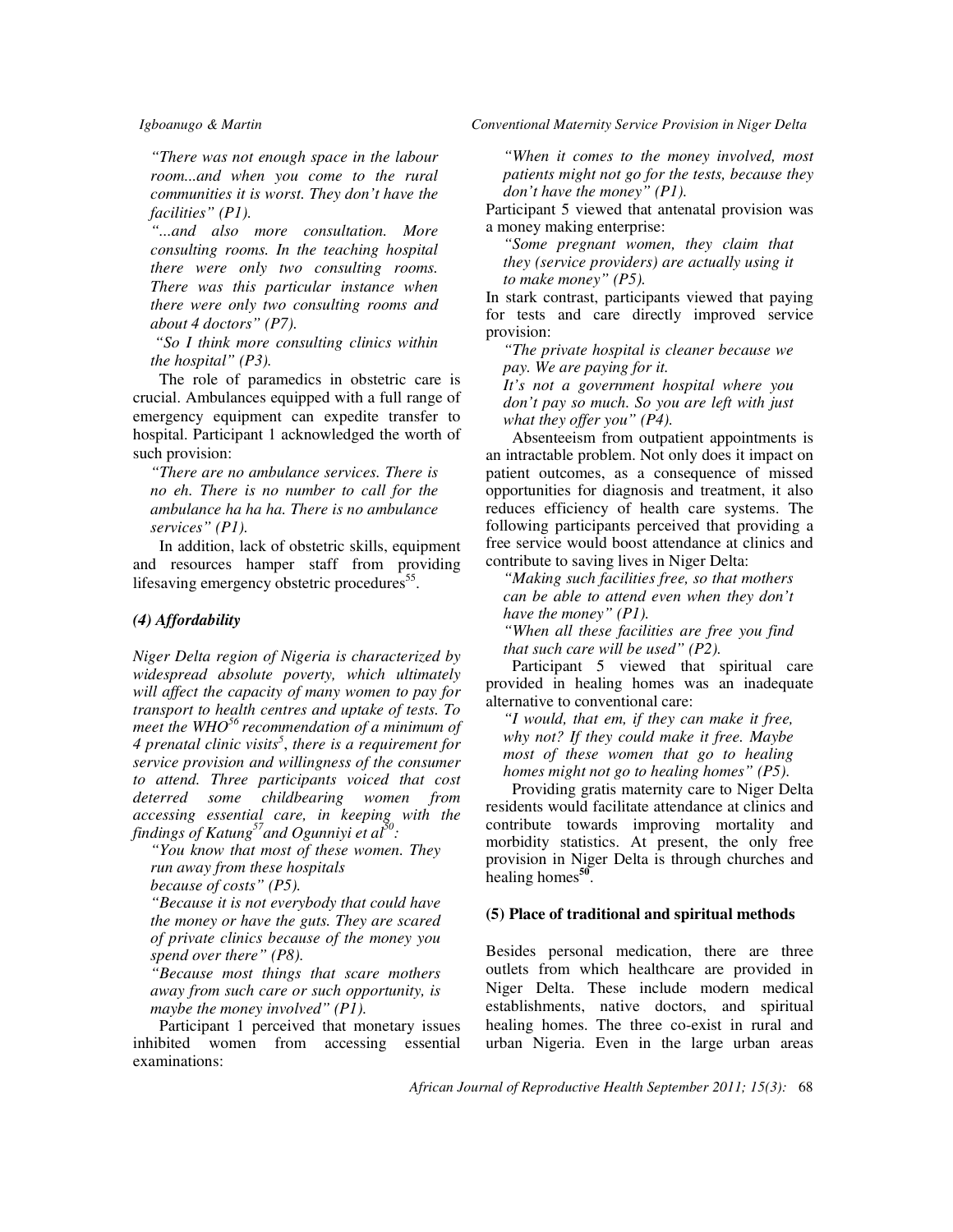*"There was not enough space in the labour room...and when you come to the rural communities it is worst. They don't have the facilities" (P1).*

*"...and also more consultation. More consulting rooms. In the teaching hospital there were only two consulting rooms. There was this particular instance when there were only two consulting rooms and about 4 doctors" (P7).*

*"So I think more consulting clinics within the hospital" (P3).*

The role of paramedics in obstetric care is crucial. Ambulances equipped with a full range of emergency equipment can expedite transfer to hospital. Participant 1 acknowledged the worth of such provision:

*"There are no ambulance services. There is no eh. There is no number to call for the ambulance ha ha ha. There is no ambulance services" (P1).*

In addition, lack of obstetric skills, equipment and resources hamper staff from providing lifesaving emergency obstetric procedures[55].

### *(4) Affordability*

*Niger Delta region of Nigeria is characterized by widespread absolute poverty, which ultimately will affect the capacity of many women to pay for transport to health centres and uptake of tests. To meet the WHO[56] recommendation of a minimum of 4 prenatal clinic visits[5], there is a requirement for service provision and willingness of the consumer to attend. Three participants voiced that cost deterred some childbearing women from accessing essential care, in keeping with the findings of Katung[57] and Ogunniyi et al[30]:*

*"You know that most of these women. They run away from these hospitals because of costs" (P5).*

*"Because it is not everybody that could have the money or have the guts. They are scared of private clinics because of the money you spend over there" (P8).*

*"Because most things that scare mothers away from such care or such opportunity, is maybe the money involved" (P1).*

Participant 1 perceived that monetary issues inhibited women from accessing essential examinations:

*"When it comes to the money involved, most patients might not go for the tests, because they don't have the money" (P1).*

Participant 5 viewed that antenatal provision was a money making enterprise:

*"Some pregnant women, they claim that they (service providers) are actually using it to make money" (P5).*

In stark contrast, participants viewed that paying for tests and care directly improved service provision:

*"The private hospital is cleaner because we pay. We are paying for it.*
*It's not a government hospital where you don't pay so much. So you are left with just what they offer you" (P4).*

Absenteeism from outpatient appointments is an intractable problem. Not only does it impact on patient outcomes, as a consequence of missed opportunities for diagnosis and treatment, it also reduces efficiency of health care systems. The following participants perceived that providing a free service would boost attendance at clinics and contribute to saving lives in Niger Delta:

*"Making such facilities free, so that mothers can be able to attend even when they don't have the money" (P1).*

*"When all these facilities are free you find that such care will be used" (P2).*

Participant 5 viewed that spiritual care provided in healing homes was an inadequate alternative to conventional care:

*"I would, that em, if they can make it free, why not? If they could make it free. Maybe most of these women that go to healing homes might not go to healing homes" (P5).*

Providing gratis maternity care to Niger Delta residents would facilitate attendance at clinics and contribute towards improving mortality and morbidity statistics. At present, the only free provision in Niger Delta is through churches and healing homes[50].

### (5) Place of traditional and spiritual methods

Besides personal medication, there are three outlets from which healthcare are provided in Niger Delta. These include modern medical establishments, native doctors, and spiritual healing homes. The three co-exist in rural and urban Nigeria. Even in the large urban areas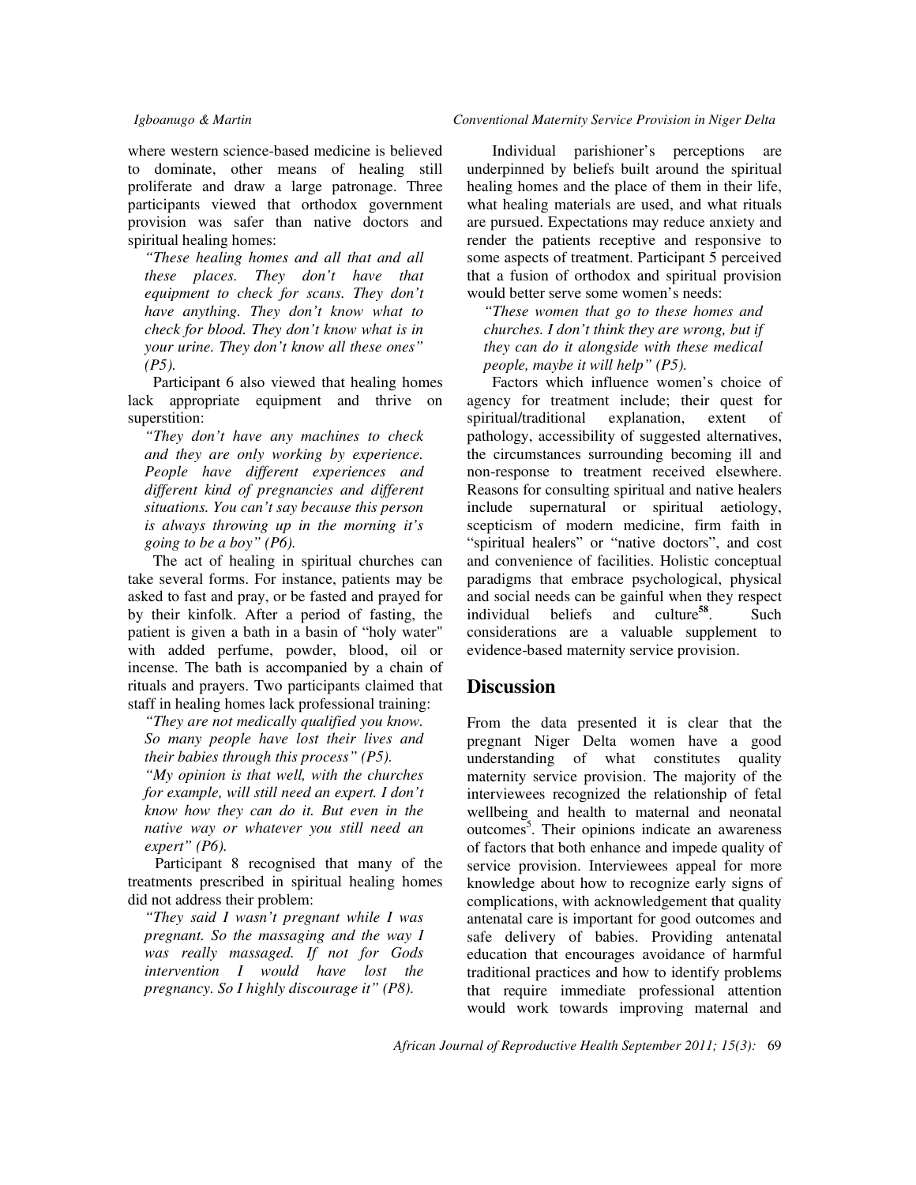where western science-based medicine is believed to dominate, other means of healing still proliferate and draw a large patronage. Three participants viewed that orthodox government provision was safer than native doctors and spiritual healing homes:

*"These healing homes and all that and all these places. They don't have that equipment to check for scans. They don't have anything. They don't know what to check for blood. They don't know what is in your urine. They don't know all these ones" (P5).*

Participant 6 also viewed that healing homes lack appropriate equipment and thrive on superstition:

*"They don't have any machines to check and they are only working by experience. People have different experiences and different kind of pregnancies and different situations. You can't say because this person is always throwing up in the morning it's going to be a boy" (P6).*

The act of healing in spiritual churches can take several forms. For instance, patients may be asked to fast and pray, or be fasted and prayed for by their kinfolk. After a period of fasting, the patient is given a bath in a basin of "holy water" with added perfume, powder, blood, oil or incense. The bath is accompanied by a chain of rituals and prayers. Two participants claimed that staff in healing homes lack professional training:

*"They are not medically qualified you know. So many people have lost their lives and their babies through this process" (P5).*

*"My opinion is that well, with the churches for example, will still need an expert. I don't know how they can do it. But even in the native way or whatever you still need an expert" (P6).*

Participant 8 recognised that many of the treatments prescribed in spiritual healing homes did not address their problem:

*"They said I wasn't pregnant while I was pregnant. So the massaging and the way I was really massaged. If not for Gods intervention I would have lost the pregnancy. So I highly discourage it" (P8).*

Individual parishioner's perceptions are underpinned by beliefs built around the spiritual healing homes and the place of them in their life, what healing materials are used, and what rituals are pursued. Expectations may reduce anxiety and render the patients receptive and responsive to some aspects of treatment. Participant 5 perceived that a fusion of orthodox and spiritual provision would better serve some women's needs:

*"These women that go to these homes and churches. I don't think they are wrong, but if they can do it alongside with these medical people, maybe it will help" (P5).*

Factors which influence women's choice of agency for treatment include; their quest for spiritual/traditional explanation, extent of pathology, accessibility of suggested alternatives, the circumstances surrounding becoming ill and non-response to treatment received elsewhere. Reasons for consulting spiritual and native healers include supernatural or spiritual aetiology, scepticism of modern medicine, firm faith in "spiritual healers" or "native doctors", and cost and convenience of facilities. Holistic conceptual paradigms that embrace psychological, physical and social needs can be gainful when they respect individual beliefs and culture[58]. Such considerations are a valuable supplement to evidence-based maternity service provision.

## Discussion

From the data presented it is clear that the pregnant Niger Delta women have a good understanding of what constitutes quality maternity service provision. The majority of the interviewees recognized the relationship of fetal wellbeing and health to maternal and neonatal outcomes[5]. Their opinions indicate an awareness of factors that both enhance and impede quality of service provision. Interviewees appeal for more knowledge about how to recognize early signs of complications, with acknowledgement that quality antenatal care is important for good outcomes and safe delivery of babies. Providing antenatal education that encourages avoidance of harmful traditional practices and how to identify problems that require immediate professional attention would work towards improving maternal and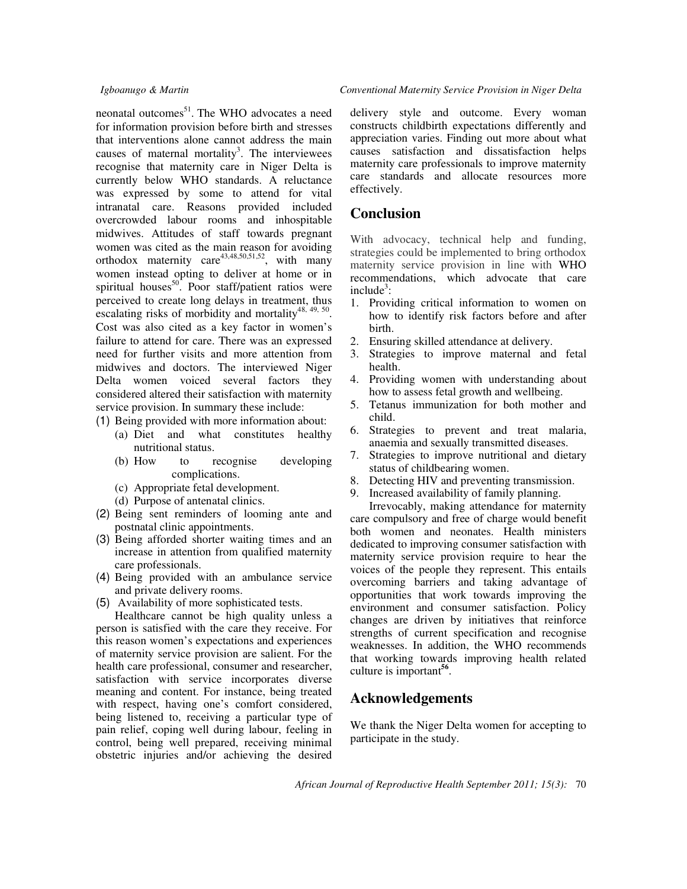neonatal outcomes[51]. The WHO advocates a need for information provision before birth and stresses that interventions alone cannot address the main causes of maternal mortality[3]. The interviewees recognise that maternity care in Niger Delta is currently below WHO standards. A reluctance was expressed by some to attend for vital intranatal care. Reasons provided included overcrowded labour rooms and inhospitable midwives. Attitudes of staff towards pregnant women was cited as the main reason for avoiding orthodox maternity care[43,48,50,51,52], with many women instead opting to deliver at home or in spiritual houses[50]. Poor staff/patient ratios were perceived to create long delays in treatment, thus escalating risks of morbidity and mortality[48, 49, 50]. Cost was also cited as a key factor in women's failure to attend for care. There was an expressed need for further visits and more attention from midwives and doctors. The interviewed Niger Delta women voiced several factors they considered altered their satisfaction with maternity service provision. In summary these include:

(1) Being provided with more information about:
   - (a) Diet and what constitutes healthy nutritional status.
   - (b) How to recognise developing complications.
   - (c) Appropriate fetal development.
   - (d) Purpose of antenatal clinics.

(2) Being sent reminders of looming ante and postnatal clinic appointments.

(3) Being afforded shorter waiting times and an increase in attention from qualified maternity care professionals.

(4) Being provided with an ambulance service and private delivery rooms.

(5) Availability of more sophisticated tests.

Healthcare cannot be high quality unless a person is satisfied with the care they receive. For this reason women's expectations and experiences of maternity service provision are salient. For the health care professional, consumer and researcher, satisfaction with service incorporates diverse meaning and content. For instance, being treated with respect, having one's comfort considered, being listened to, receiving a particular type of pain relief, coping well during labour, feeling in control, being well prepared, receiving minimal obstetric injuries and/or achieving the desired delivery style and outcome. Every woman constructs childbirth expectations differently and appreciation varies. Finding out more about what causes satisfaction and dissatisfaction helps maternity care professionals to improve maternity care standards and allocate resources more effectively.

## Conclusion

With advocacy, technical help and funding, strategies could be implemented to bring orthodox maternity service provision in line with WHO recommendations, which advocate that care include[3]:

1. Providing critical information to women on how to identify risk factors before and after birth.
2. Ensuring skilled attendance at delivery.
3. Strategies to improve maternal and fetal health.
4. Providing women with understanding about how to assess fetal growth and wellbeing.
5. Tetanus immunization for both mother and child.
6. Strategies to prevent and treat malaria, anaemia and sexually transmitted diseases.
7. Strategies to improve nutritional and dietary status of childbearing women.
8. Detecting HIV and preventing transmission.
9. Increased availability of family planning.

Irrevocably, making attendance for maternity care compulsory and free of charge would benefit both women and neonates. Health ministers dedicated to improving consumer satisfaction with maternity service provision require to hear the voices of the people they represent. This entails overcoming barriers and taking advantage of opportunities that work towards improving the environment and consumer satisfaction. Policy changes are driven by initiatives that reinforce strengths of current specification and recognise weaknesses. In addition, the WHO recommends that working towards improving health related culture is important[56].

## Acknowledgements

We thank the Niger Delta women for accepting to participate in the study.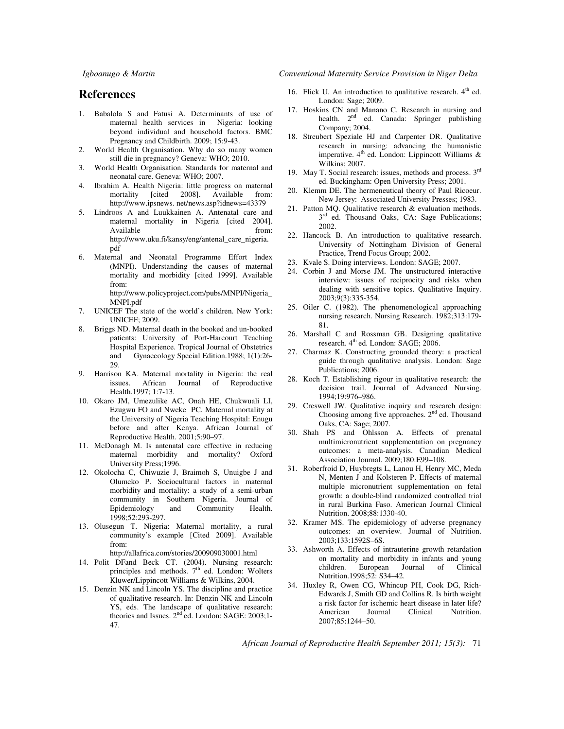# References

1. Babalola S and Fatusi A. Determinants of use of maternal health services in Nigeria: looking beyond individual and household factors. BMC Pregnancy and Childbirth. 2009; 15:9-43.
2. World Health Organisation. Why do so many women still die in pregnancy? Geneva: WHO; 2010.
3. World Health Organisation. Standards for maternal and neonatal care. Geneva: WHO; 2007.
4. Ibrahim A. Health Nigeria: little progress on maternal mortality [cited 2008]. Available from: http://www.ipsnews. net/news.asp?idnews=43379
5. Lindroos A and Luukkainen A. Antenatal care and maternal mortality in Nigeria [cited 2004]. Available from: http://www.uku.fi/kansy/eng/antenal_care_nigeria.pdf
6. Maternal and Neonatal Programme Effort Index (MNPI). Understanding the causes of maternal mortality and morbidity [cited 1999]. Available from: http://www.policyproject.com/pubs/MNPI/Nigeria_MNPI.pdf
7. UNICEF The state of the world's children. New York: UNICEF; 2009.
8. Briggs ND. Maternal death in the booked and un-booked patients: University of Port-Harcourt Teaching Hospital Experience. Tropical Journal of Obstetrics and Gynaecology Special Edition.1988; 1(1):26-29.
9. Harrison KA. Maternal mortality in Nigeria: the real issues. African Journal of Reproductive Health.1997; 1:7-13.
10. Okaro JM, Umezulike AC, Onah HE, Chukwuali LI, Ezugwu FO and Nweke PC. Maternal mortality at the University of Nigeria Teaching Hospital: Enugu before and after Kenya. African Journal of Reproductive Health. 2001;5:90–97.
11. McDonagh M. Is antenatal care effective in reducing maternal morbidity and mortality? Oxford University Press;1996.
12. Okolocha C, Chiwuzie J, Braimoh S, Unuigbe J and Olumeko P. Sociocultural factors in maternal morbidity and mortality: a study of a semi-urban community in Southern Nigeria. Journal of Epidemiology and Community Health. 1998;52:293-297.
13. Olusegun T. Nigeria: Maternal mortality, a rural community's example [Cited 2009]. Available from: http://allafrica.com/stories/200909030001.html
14. Polit DFand Beck CT. (2004). Nursing research: principles and methods. 7th ed. London: Wolters Kluwer/Lippincott Williams & Wilkins, 2004.
15. Denzin NK and Lincoln YS. The discipline and practice of qualitative research. In: Denzin NK and Lincoln YS, eds. The landscape of qualitative research: theories and Issues. 2nd ed. London: SAGE: 2003;1-47.
16. Flick U. An introduction to qualitative research. 4th ed. London: Sage; 2009.
17. Hoskins CN and Manano C. Research in nursing and health. 2nd ed. Canada: Springer publishing Company; 2004.
18. Streubert Speziale HJ and Carpenter DR. Qualitative research in nursing: advancing the humanistic imperative. 4th ed. London: Lippincott Williams & Wilkins; 2007.
19. May T. Social research: issues, methods and process. 3rd ed. Buckingham: Open University Press; 2001.
20. Klemm DE. The hermeneutical theory of Paul Ricoeur. New Jersey: Associated University Presses; 1983.
21. Patton MQ. Qualitative research & evaluation methods. 3rd ed. Thousand Oaks, CA: Sage Publications; 2002.
22. Hancock B. An introduction to qualitative research. University of Nottingham Division of General Practice, Trend Focus Group; 2002.
23. Kvale S. Doing interviews. London: SAGE; 2007.
24. Corbin J and Morse JM. The unstructured interactive interview: issues of reciprocity and risks when dealing with sensitive topics. Qualitative Inquiry. 2003;9(3):335-354.
25. Oiler C. (1982). The phenomenological approaching nursing research. Nursing Research. 1982;313:179-81.
26. Marshall C and Rossman GB. Designing qualitative research. 4th ed. London: SAGE; 2006.
27. Charmaz K. Constructing grounded theory: a practical guide through qualitative analysis. London: Sage Publications; 2006.
28. Koch T. Establishing rigour in qualitative research: the decision trail. Journal of Advanced Nursing. 1994;19:976–986.
29. Creswell JW. Qualitative inquiry and research design: Choosing among five approaches. 2nd ed. Thousand Oaks, CA: Sage; 2007.
30. Shah PS and Ohlsson A. Effects of prenatal multimicronutrient supplementation on pregnancy outcomes: a meta-analysis. Canadian Medical Association Journal. 2009;180:E99–108.
31. Roberfroid D, Huybregts L, Lanou H, Henry MC, Meda N, Menten J and Kolsteren P. Effects of maternal multiple micronutrient supplementation on fetal growth: a double-blind randomized controlled trial in rural Burkina Faso. American Journal Clinical Nutrition. 2008;88:1330-40.
32. Kramer MS. The epidemiology of adverse pregnancy outcomes: an overview. Journal of Nutrition. 2003;133:1592S–6S.
33. Ashworth A. Effects of intrauterine growth retardation on mortality and morbidity in infants and young children. European Journal of Clinical Nutrition.1998;52: S34–42.
34. Huxley R, Owen CG, Whincup PH, Cook DG, Rich-Edwards J, Smith GD and Collins R. Is birth weight a risk factor for ischemic heart disease in later life? American Journal Clinical Nutrition. 2007;85:1244–50.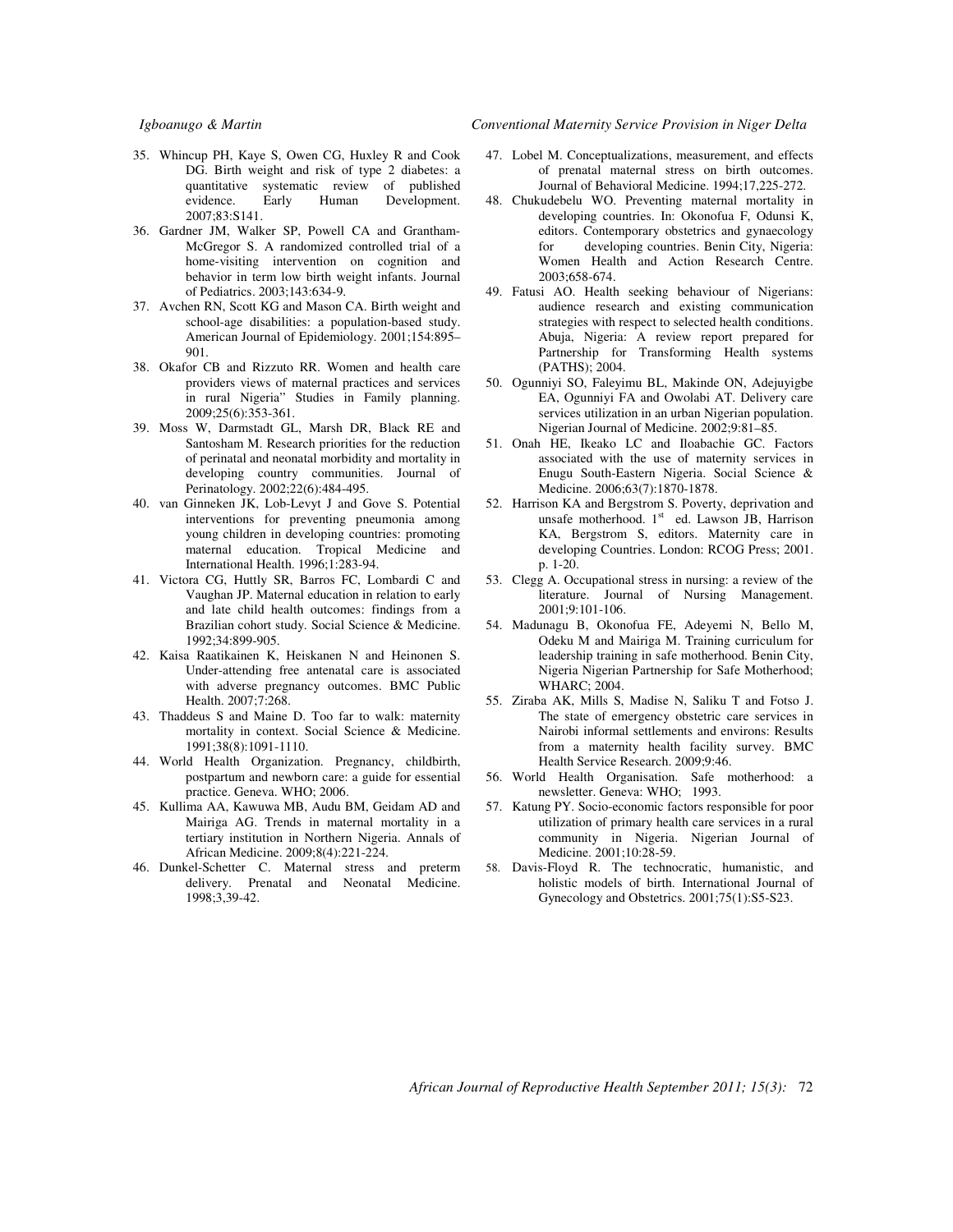35. Whincup PH, Kaye S, Owen CG, Huxley R and Cook DG. Birth weight and risk of type 2 diabetes: a quantitative systematic review of published evidence. Early Human Development. 2007;83:S141.
36. Gardner JM, Walker SP, Powell CA and Grantham-McGregor S. A randomized controlled trial of a home-visiting intervention on cognition and behavior in term low birth weight infants. Journal of Pediatrics. 2003;143:634-9.
37. Avchen RN, Scott KG and Mason CA. Birth weight and school-age disabilities: a population-based study. American Journal of Epidemiology. 2001;154:895–901.
38. Okafor CB and Rizzuto RR. Women and health care providers views of maternal practices and services in rural Nigeria" Studies in Family planning. 2009;25(6):353-361.
39. Moss W, Darmstadt GL, Marsh DR, Black RE and Santosham M. Research priorities for the reduction of perinatal and neonatal morbidity and mortality in developing country communities. Journal of Perinatology. 2002;22(6):484-495.
40. van Ginneken JK, Lob-Levyt J and Gove S. Potential interventions for preventing pneumonia among young children in developing countries: promoting maternal education. Tropical Medicine and International Health. 1996;1:283-94.
41. Victora CG, Huttly SR, Barros FC, Lombardi C and Vaughan JP. Maternal education in relation to early and late child health outcomes: findings from a Brazilian cohort study. Social Science & Medicine. 1992;34:899-905.
42. Kaisa Raatikainen K, Heiskanen N and Heinonen S. Under-attending free antenatal care is associated with adverse pregnancy outcomes. BMC Public Health. 2007;7:268.
43. Thaddeus S and Maine D. Too far to walk: maternity mortality in context. Social Science & Medicine. 1991;38(8):1091-1110.
44. World Health Organization. Pregnancy, childbirth, postpartum and newborn care: a guide for essential practice. Geneva. WHO; 2006.
45. Kullima AA, Kawuwa MB, Audu BM, Geidam AD and Mairiga AG. Trends in maternal mortality in a tertiary institution in Northern Nigeria. Annals of African Medicine. 2009;8(4):221-224.
46. Dunkel-Schetter C. Maternal stress and preterm delivery. Prenatal and Neonatal Medicine. 1998;3,39-42.
47. Lobel M. Conceptualizations, measurement, and effects of prenatal maternal stress on birth outcomes. Journal of Behavioral Medicine. 1994;17,225-272.
48. Chukudebelu WO. Preventing maternal mortality in developing countries. In: Okonofua F, Odunsi K, editors. Contemporary obstetrics and gynaecology for developing countries. Benin City, Nigeria: Women Health and Action Research Centre. 2003;658-674.
49. Fatusi AO. Health seeking behaviour of Nigerians: audience research and existing communication strategies with respect to selected health conditions. Abuja, Nigeria: A review report prepared for Partnership for Transforming Health systems (PATHS); 2004.
50. Ogunniyi SO, Faleyimu BL, Makinde ON, Adejuyigbe EA, Ogunniyi FA and Owolabi AT. Delivery care services utilization in an urban Nigerian population. Nigerian Journal of Medicine. 2002;9:81–85.
51. Onah HE, Ikeako LC and Iloabachie GC. Factors associated with the use of maternity services in Enugu South-Eastern Nigeria. Social Science & Medicine. 2006;63(7):1870-1878.
52. Harrison KA and Bergstrom S. Poverty, deprivation and unsafe motherhood. 1st ed. Lawson JB, Harrison KA, Bergstrom S, editors. Maternity care in developing Countries. London: RCOG Press; 2001. p. 1-20.
53. Clegg A. Occupational stress in nursing: a review of the literature. Journal of Nursing Management. 2001;9:101-106.
54. Madunagu B, Okonofua FE, Adeyemi N, Bello M, Odeku M and Mairiga M. Training curriculum for leadership training in safe motherhood. Benin City, Nigeria Nigerian Partnership for Safe Motherhood; WHARC; 2004.
55. Ziraba AK, Mills S, Madise N, Saliku T and Fotso J. The state of emergency obstetric care services in Nairobi informal settlements and environs: Results from a maternity health facility survey. BMC Health Service Research. 2009;9:46.
56. World Health Organisation. Safe motherhood: a newsletter. Geneva: WHO; 1993.
57. Katung PY. Socio-economic factors responsible for poor utilization of primary health care services in a rural community in Nigeria. Nigerian Journal of Medicine. 2001;10:28-59.
58. Davis-Floyd R. The technocratic, humanistic, and holistic models of birth. International Journal of Gynecology and Obstetrics. 2001;75(1):S5-S23.